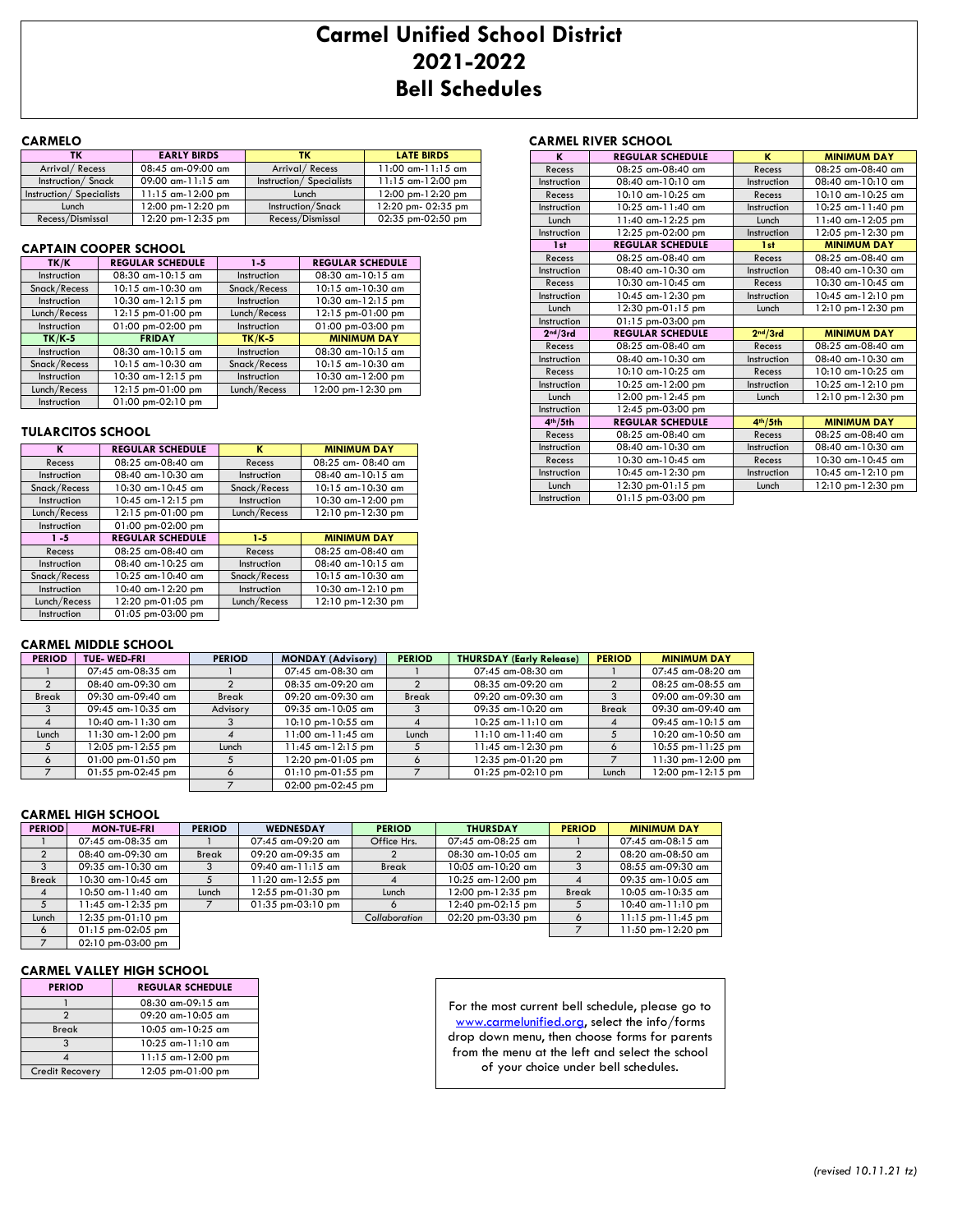# Carmel Unified School District
# 2021-2022
# Bell Schedules

## CARMELO

| TK | EARLY BIRDS | TK | LATE BIRDS |
|---|---|---|---|
| Arrival/ Recess | 08:45 am-09:00 am | Arrival/ Recess | 11:00 am-11:15 am |
| Instruction/ Snack | 09:00 am-11:15 am | Instruction/ Specialists | 11:15 am-12:00 pm |
| Instruction/ Specialists | 11:15 am-12:00 pm | Lunch | 12:00 pm-12:20 pm |
| Lunch | 12:00 pm-12:20 pm | Instruction/Snack | 12:20 pm- 02:35 pm |
| Recess/Dismissal | 12:20 pm-12:35 pm | Recess/Dismissal | 02:35 pm-02:50 pm |

## CAPTAIN COOPER SCHOOL

| TK/K | REGULAR SCHEDULE | 1-5 | REGULAR SCHEDULE |
|---|---|---|---|
| Instruction | 08:30 am-10:15 am | Instruction | 08:30 am-10:15 am |
| Snack/Recess | 10:15 am-10:30 am | Snack/Recess | 10:15 am-10:30 am |
| Instruction | 10:30 am-12:15 pm | Instruction | 10:30 am-12:15 pm |
| Lunch/Recess | 12:15 pm-01:00 pm | Lunch/Recess | 12:15 pm-01:00 pm |
| Instruction | 01:00 pm-02:00 pm | Instruction | 01:00 pm-03:00 pm |
| **TK/K-5** | **FRIDAY** | **TK/K-5** | **MINIMUM DAY** |
| Instruction | 08:30 am-10:15 am | Instruction | 08:30 am-10:15 am |
| Snack/Recess | 10:15 am-10:30 am | Snack/Recess | 10:15 am-10:30 am |
| Instruction | 10:30 am-12:15 pm | Instruction | 10:30 am-12:00 pm |
| Lunch/Recess | 12:15 pm-01:00 pm | Lunch/Recess | 12:00 pm-12:30 pm |
| Instruction | 01:00 pm-02:10 pm | | |

## TULARCITOS SCHOOL

| K | REGULAR SCHEDULE | K | MINIMUM DAY |
|---|---|---|---|
| Recess | 08:25 am-08:40 am | Recess | 08:25 am- 08:40 am |
| Instruction | 08:40 am-10:30 am | Instruction | 08:40 am-10:15 am |
| Snack/Recess | 10:30 am-10:45 am | Snack/Recess | 10:15 am-10:30 am |
| Instruction | 10:45 am-12:15 pm | Instruction | 10:30 am-12:00 pm |
| Lunch/Recess | 12:15 pm-01:00 pm | Lunch/Recess | 12:10 pm-12:30 pm |
| Instruction | 01:00 pm-02:00 pm | | |
| **1 -5** | **REGULAR SCHEDULE** | **1-5** | **MINIMUM DAY** |
| Recess | 08:25 am-08:40 am | Recess | 08:25 am-08:40 am |
| Instruction | 08:40 am-10:25 am | Instruction | 08:40 am-10:15 am |
| Snack/Recess | 10:25 am-10:40 am | Snack/Recess | 10:15 am-10:30 am |
| Instruction | 10:40 am-12:20 pm | Instruction | 10:30 am-12:10 pm |
| Lunch/Recess | 12:20 pm-01:05 pm | Lunch/Recess | 12:10 pm-12:30 pm |
| Instruction | 01:05 pm-03:00 pm | | |

## CARMEL RIVER SCHOOL

| K | REGULAR SCHEDULE | K | MINIMUM DAY |
|---|---|---|---|
| Recess | 08:25 am-08:40 am | Recess | 08:25 am-08:40 am |
| Instruction | 08:40 am-10:10 am | Instruction | 08:40 am-10:10 am |
| Recess | 10:10 am-10:25 am | Recess | 10:10 am-10:25 am |
| Instruction | 10:25 am-11:40 am | Instruction | 10:25 am-11:40 pm |
| Lunch | 11:40 am-12:25 pm | Lunch | 11:40 am-12:05 pm |
| Instruction | 12:25 pm-02:00 pm | Instruction | 12:05 pm-12:30 pm |
| **1st** | **REGULAR SCHEDULE** | **1st** | **MINIMUM DAY** |
| Recess | 08:25 am-08:40 am | Recess | 08:25 am-08:40 am |
| Instruction | 08:40 am-10:30 am | Instruction | 08:40 am-10:30 am |
| Recess | 10:30 am-10:45 am | Recess | 10:30 am-10:45 am |
| Instruction | 10:45 am-12:30 pm | Instruction | 10:45 am-12:10 pm |
| Lunch | 12:30 pm-01:15 pm | Lunch | 12:10 pm-12:30 pm |
| Instruction | 01:15 pm-03:00 pm | | |
| **2nd/3rd** | **REGULAR SCHEDULE** | **2nd/3rd** | **MINIMUM DAY** |
| Recess | 08:25 am-08:40 am | Recess | 08:25 am-08:40 am |
| Instruction | 08:40 am-10:30 am | Instruction | 08:40 am-10:30 am |
| Recess | 10:10 am-10:25 am | Recess | 10:10 am-10:25 am |
| Instruction | 10:25 am-12:00 pm | Instruction | 10:25 am-12:10 pm |
| Lunch | 12:00 pm-12:45 pm | Lunch | 12:10 pm-12:30 pm |
| Instruction | 12:45 pm-03:00 pm | | |
| **4th/5th** | **REGULAR SCHEDULE** | **4th/5th** | **MINIMUM DAY** |
| Recess | 08:25 am-08:40 am | Recess | 08:25 am-08:40 am |
| Instruction | 08:40 am-10:30 am | Instruction | 08:40 am-10:30 am |
| Recess | 10:30 am-10:45 am | Recess | 10:30 am-10:45 am |
| Instruction | 10:45 am-12:30 pm | Instruction | 10:45 am-12:10 pm |
| Lunch | 12:30 pm-01:15 pm | Lunch | 12:10 pm-12:30 pm |
| Instruction | 01:15 pm-03:00 pm | | |

## CARMEL MIDDLE SCHOOL

| PERIOD | TUE- WED-FRI | PERIOD | MONDAY (Advisory) | PERIOD | THURSDAY (Early Release) | PERIOD | MINIMUM DAY |
|---|---|---|---|---|---|---|---|
| 1 | 07:45 am-08:35 am | 1 | 07:45 am-08:30 am | 1 | 07:45 am-08:30 am | 1 | 07:45 am-08:20 am |
| 2 | 08:40 am-09:30 am | 2 | 08:35 am-09:20 am | 2 | 08:35 am-09:20 am | 2 | 08:25 am-08:55 am |
| Break | 09:30 am-09:40 am | Break | 09:20 am-09:30 am | Break | 09:20 am-09:30 am | 3 | 09:00 am-09:30 am |
| 3 | 09:45 am-10:35 am | Advisory | 09:35 am-10:05 am | 3 | 09:35 am-10:20 am | Break | 09:30 am-09:40 am |
| 4 | 10:40 am-11:30 am | 3 | 10:10 pm-10:55 am | 4 | 10:25 am-11:10 am | 4 | 09:45 am-10:15 am |
| Lunch | 11:30 am-12:00 pm | 4 | 11:00 am-11:45 am | Lunch | 11:10 am-11:40 am | 5 | 10:20 am-10:50 am |
| 5 | 12:05 pm-12:55 pm | Lunch | 11:45 am-12:15 pm | 5 | 11:45 am-12:30 pm | 6 | 10:55 pm-11:25 pm |
| 6 | 01:00 pm-01:50 pm | 5 | 12:20 pm-01:05 pm | 6 | 12:35 pm-01:20 pm | 7 | 11:30 pm-12:00 pm |
| 7 | 01:55 pm-02:45 pm | 6 | 01:10 pm-01:55 pm | 7 | 01:25 pm-02:10 pm | Lunch | 12:00 pm-12:15 pm |
| | | 7 | 02:00 pm-02:45 pm | | | | |

## CARMEL HIGH SCHOOL

| PERIOD | MON-TUE-FRI | PERIOD | WEDNESDAY | PERIOD | THURSDAY | PERIOD | MINIMUM DAY |
|---|---|---|---|---|---|---|---|
| 1 | 07:45 am-08:35 am | 1 | 07:45 am-09:20 am | Office Hrs. | 07:45 am-08:25 am | 1 | 07:45 am-08:15 am |
| 2 | 08:40 am-09:30 am | Break | 09:20 am-09:35 am | 2 | 08:30 am-10:05 am | 2 | 08:20 am-08:50 am |
| 3 | 09:35 am-10:30 am | 3 | 09:40 am-11:15 am | Break | 10:05 am-10:20 am | 3 | 08:55 am-09:30 am |
| Break | 10:30 am-10:45 am | 5 | 11:20 am-12:55 pm | 4 | 10:25 am-12:00 pm | 4 | 09:35 am-10:05 am |
| 4 | 10:50 am-11:40 am | Lunch | 12:55 pm-01:30 pm | Lunch | 12:00 pm-12:35 pm | Break | 10:05 am-10:35 am |
| 5 | 11:45 am-12:35 pm | 7 | 01:35 pm-03:10 pm | 6 | 12:40 pm-02:15 pm | 5 | 10:40 am-11:10 pm |
| Lunch | 12:35 pm-01:10 pm | | | *Collaboration* | 02:20 pm-03:30 pm | 6 | 11:15 pm-11:45 pm |
| 6 | 01:15 pm-02:05 pm | | | | | 7 | 11:50 pm-12:20 pm |
| 7 | 02:10 pm-03:00 pm | | | | | | |

## CARMEL VALLEY HIGH SCHOOL

| PERIOD | REGULAR SCHEDULE |
|---|---|
| 1 | 08:30 am-09:15 am |
| 2 | 09:20 am-10:05 am |
| Break | 10:05 am-10:25 am |
| 3 | 10:25 am-11:10 am |
| 4 | 11:15 am-12:00 pm |
| Credit Recovery | 12:05 pm-01:00 pm |

For the most current bell schedule, please go to www.carmelunified.org, select the info/forms drop down menu, then choose forms for parents from the menu at the left and select the school of your choice under bell schedules.

*(revised 10.11.21 tz)*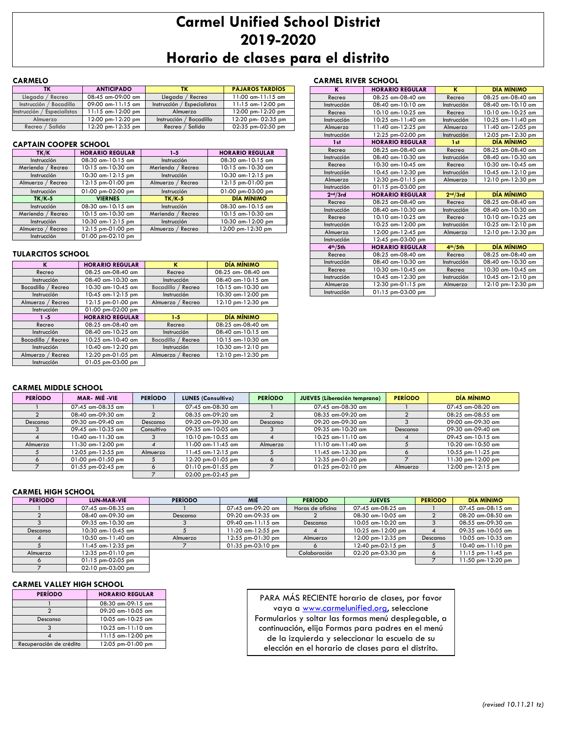# Carmel Unified School District
# 2019-2020
# Horario de clases para el distrito

## CARMELO

| TK | ANTICIPADO | TK | PÁJAROS TARDÍOS |
|---|---|---|---|
| Llegada / Recreo | 08:45 am-09:00 am | Llegada / Recreo | 11:00 am-11:15 am |
| Instrucción / Bocadillo | 09:00 am-11:15 am | Instrucción / Especialistas | 11:15 am-12:00 pm |
| Instrucción / Especialistas | 11:15 am-12:00 pm | Almuerzo | 12:00 pm-12:20 pm |
| Almuerzo | 12:00 pm-12:20 pm | Instrucción / Bocadillo | 12:20 pm- 02:35 pm |
| Recreo / Salida | 12:20 pm-12:35 pm | Recreo / Salida | 02:35 pm-02:50 pm |

## CAPTAIN COOPER SCHOOL

| TK/K | HORARIO REGULAR | 1-5 | HORARIO REGULAR |
|---|---|---|---|
| Instrucción | 08:30 am-10:15 am | Instrucción | 08:30 am-10:15 am |
| Merienda / Recreo | 10:15 am-10:30 am | Merienda / Recreo | 10:15 am-10:30 am |
| Instrucción | 10:30 am-12:15 pm | Instrucción | 10:30 am-12:15 pm |
| Almuerzo / Recreo | 12:15 pm-01:00 pm | Almuerzo / Recreo | 12:15 pm-01:00 pm |
| Instrucción | 01:00 pm-02:00 pm | Instrucción | 01:00 pm-03:00 pm |
| **TK/K-5** | **VIERNES** | **TK/K-5** | **DÍA MÍNIMO** |
| Instrucción | 08:30 am-10:15 am | Instrucción | 08:30 am-10:15 am |
| Merienda / Recreo | 10:15 am-10:30 am | Merienda / Recreo | 10:15 am-10:30 am |
| Instrucción | 10:30 am-12:15 pm | Instrucción | 10:30 am-12:00 pm |
| Almuerzo / Recreo | 12:15 pm-01:00 pm | Almuerzo / Recreo | 12:00 pm-12:30 pm |
| Instrucción | 01:00 pm-02:10 pm | | |

## TULARCITOS SCHOOL

| K | HORARIO REGULAR | K | DÍA MÍNIMO |
|---|---|---|---|
| Recreo | 08:25 am-08:40 am | Recreo | 08:25 am- 08:40 am |
| Instrucción | 08:40 am-10:30 am | Instrucción | 08:40 am-10:15 am |
| Bocadillo / Recreo | 10:30 am-10:45 am | Bocadillo / Recreo | 10:15 am-10:30 am |
| Instrucción | 10:45 am-12:15 pm | Instrucción | 10:30 am-12:00 pm |
| Almuerzo / Recreo | 12:15 pm-01:00 pm | Almuerzo / Recreo | 12:10 pm-12:30 pm |
| Instrucción | 01:00 pm-02:00 pm | | |
| **1 -5** | **HORARIO REGULAR** | **1-5** | **DÍA MÍNIMO** |
| Recreo | 08:25 am-08:40 am | Recreo | 08:25 am-08:40 am |
| Instrucción | 08:40 am-10:25 am | Instrucción | 08:40 am-10:15 am |
| Bocadillo / Recreo | 10:25 am-10:40 am | Bocadillo / Recreo | 10:15 am-10:30 am |
| Instrucción | 10:40 am-12:20 pm | Instrucción | 10:30 am-12:10 pm |
| Almuerzo / Recreo | 12:20 pm-01:05 pm | Almuerzo / Recreo | 12:10 pm-12:30 pm |
| Instrucción | 01:05 pm-03:00 pm | | |

## CARMEL RIVER SCHOOL

| K | HORARIO REGULAR | K | DÍA MÍNIMO |
|---|---|---|---|
| Recreo | 08:25 am-08:40 am | Recreo | 08:25 am-08:40 am |
| Instrucción | 08:40 am-10:10 am | Instrucción | 08:40 am-10:10 am |
| Recreo | 10:10 am-10:25 am | Recreo | 10:10 am-10:25 am |
| Instrucción | 10:25 am-11:40 am | Instrucción | 10:25 am-11:40 pm |
| Almuerzo | 11:40 am-12:25 pm | Almuerzo | 11:40 am-12:05 pm |
| Instrucción | 12:25 pm-02:00 pm | Instrucción | 12:05 pm-12:30 pm |
| **1st** | **HORARIO REGULAR** | **1st** | **DÍA MÍNIMO** |
| Recreo | 08:25 am-08:40 am | Recreo | 08:25 am-08:40 am |
| Instrucción | 08:40 am-10:30 am | Instrucción | 08:40 am-10:30 am |
| Recreo | 10:30 am-10:45 am | Recreo | 10:30 am-10:45 am |
| Instrucción | 10:45 am-12:30 pm | Instrucción | 10:45 am-12:10 pm |
| Almuerzo | 12:30 pm-01:15 pm | Almuerzo | 12:10 pm-12:30 pm |
| Instrucción | 01:15 pm-03:00 pm | | |
| **2nd/3rd** | **HORARIO REGULAR** | **2nd/3rd** | **DÍA MÍNIMO** |
| Recreo | 08:25 am-08:40 am | Recreo | 08:25 am-08:40 am |
| Instrucción | 08:40 am-10:30 am | Instrucción | 08:40 am-10:30 am |
| Recreo | 10:10 am-10:25 am | Recreo | 10:10 am-10:25 am |
| Instrucción | 10:25 am-12:00 pm | Instrucción | 10:25 am-12:10 pm |
| Almuerzo | 12:00 pm-12:45 pm | Almuerzo | 12:10 pm-12:30 pm |
| Instrucción | 12:45 pm-03:00 pm | | |
| **4th/5th** | **HORARIO REGULAR** | **4th/5th** | **DÍA MÍNIMO** |
| Recreo | 08:25 am-08:40 am | Recreo | 08:25 am-08:40 am |
| Instrucción | 08:40 am-10:30 am | Instrucción | 08:40 am-10:30 am |
| Recreo | 10:30 am-10:45 am | Recreo | 10:30 am-10:45 am |
| Instrucción | 10:45 am-12:30 pm | Instrucción | 10:45 am-12:10 pm |
| Almuerzo | 12:30 pm-01:15 pm | Almuerzo | 12:10 pm-12:30 pm |
| Instrucción | 01:15 pm-03:00 pm | | |

## CARMEL MIDDLE SCHOOL

| PERÍODO | MAR- MIÉ -VIE | PERÍODO | LUNES (Consultivo) | PERÍODO | JUEVES (Liberación temprana) | PERÍODO | DÍA MÍNIMO |
|---|---|---|---|---|---|---|---|
| 1 | 07:45 am-08:35 am | 1 | 07:45 am-08:30 am | 1 | 07:45 am-08:30 am | 1 | 07:45 am-08:20 am |
| 2 | 08:40 am-09:30 am | 2 | 08:35 am-09:20 am | 2 | 08:35 am-09:20 am | 2 | 08:25 am-08:55 am |
| Descanso | 09:30 am-09:40 am | Descanso | 09:20 am-09:30 am | Descanso | 09:20 am-09:30 am | 3 | 09:00 am-09:30 am |
| 3 | 09:45 am-10:35 am | Consultivo | 09:35 am-10:05 am | 3 | 09:35 am-10:20 am | Descanso | 09:30 am-09:40 am |
| 4 | 10:40 am-11:30 am | 3 | 10:10 pm-10:55 am | 4 | 10:25 am-11:10 am | 4 | 09:45 am-10:15 am |
| Almuerzo | 11:30 am-12:00 pm | 4 | 11:00 am-11:45 am | Almuerzo | 11:10 am-11:40 am | 5 | 10:20 am-10:50 am |
| 5 | 12:05 pm-12:55 pm | Almuerzo | 11:45 am-12:15 pm | 5 | 11:45 am-12:30 pm | 6 | 10:55 pm-11:25 pm |
| 6 | 01:00 pm-01:50 pm | 5 | 12:20 pm-01:05 pm | 6 | 12:35 pm-01:20 pm | 7 | 11:30 pm-12:00 pm |
| 7 | 01:55 pm-02:45 pm | 6 | 01:10 pm-01:55 pm | 7 | 01:25 pm-02:10 pm | Almuerzo | 12:00 pm-12:15 pm |
| | | 7 | 02:00 pm-02:45 pm | | | | |

## CARMEL HIGH SCHOOL

| PERÍODO | LUN-MAR-VIE | PERÍODO | MIÉ | PERÍODO | JUEVES | PERÍODO | DÍA MÍNIMO |
|---|---|---|---|---|---|---|---|
| 1 | 07:45 am-08:35 am | 1 | 07:45 am-09:20 am | Horas de oficina | 07:45 am-08:25 am | 1 | 07:45 am-08:15 am |
| 2 | 08:40 am-09:30 am | Descanso | 09:20 am-09:35 am | 2 | 08:30 am-10:05 am | 2 | 08:20 am-08:50 am |
| 3 | 09:35 am-10:30 am | 3 | 09:40 am-11:15 am | Descanso | 10:05 am-10:20 am | 3 | 08:55 am-09:30 am |
| Descanso | 10:30 am-10:45 am | 5 | 11:20 am-12:55 pm | 4 | 10:25 am-12:00 pm | 4 | 09:35 am-10:05 am |
| 4 | 10:50 am-11:40 am | Almuerzo | 12:55 pm-01:30 pm | Almuerzo | 12:00 pm-12:35 pm | Descanso | 10:05 am-10:35 am |
| 5 | 11:45 am-12:35 pm | 7 | 01:35 pm-03:10 pm | 6 | 12:40 pm-02:15 pm | 5 | 10:40 am-11:10 pm |
| Almuerzo | 12:35 pm-01:10 pm | | | *Colaboración* | 02:20 pm-03:30 pm | 6 | 11:15 pm-11:45 pm |
| 6 | 01:15 pm-02:05 pm | | | | | 7 | 11:50 pm-12:20 pm |
| 7 | 02:10 pm-03:00 pm | | | | | | |

## CARMEL VALLEY HIGH SCHOOL

| PERÍODO | HORARIO REGULAR |
|---|---|
| 1 | 08:30 am-09:15 am |
| 2 | 09:20 am-10:05 am |
| Descanso | 10:05 am-10:25 am |
| 3 | 10:25 am-11:10 am |
| 4 | 11:15 am-12:00 pm |
| Recuperación de crédito | 12:05 pm-01:00 pm |

PARA MÁS RECIENTE horario de clases, por favor vaya a www.carmelunified.org, seleccione Formularios y soltar las formas menú desplegable, a continuación, elija Formas para padres en el menú de la izquierda y seleccionar la escuela de su elección en el horario de clases para el distrito.

*(revised 10.11.21 tz)*